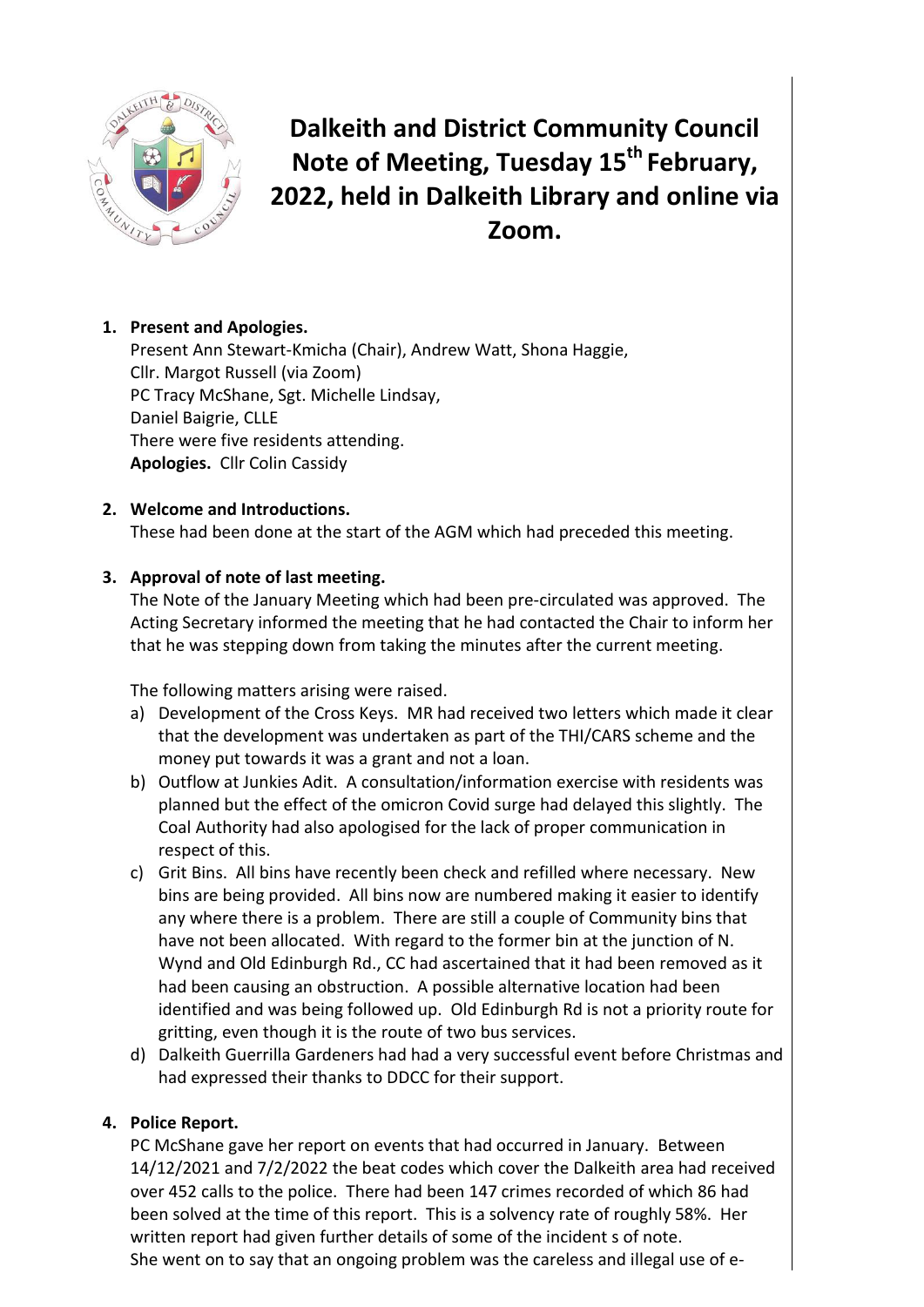# Dalkeith and District Community Council Note of Meeting, Tuesday 15th February, 2022, held in Dalkeith Library and online via Zoom.

1. **Present and Apologies.**
   Present Ann Stewart-Kmicha (Chair), Andrew Watt, Shona Haggie,
   Cllr. Margot Russell (via Zoom)
   PC Tracy McShane, Sgt. Michelle Lindsay,
   Daniel Baigrie, CLLE
   There were five residents attending.
   **Apologies.** Cllr Colin Cassidy

2. **Welcome and Introductions.**
   These had been done at the start of the AGM which had preceded this meeting.

3. **Approval of note of last meeting.**
   The Note of the January Meeting which had been pre-circulated was approved. The Acting Secretary informed the meeting that he had contacted the Chair to inform her that he was stepping down from taking the minutes after the current meeting.

   The following matters arising were raised.

   a) Development of the Cross Keys. MR had received two letters which made it clear that the development was undertaken as part of the THI/CARS scheme and the money put towards it was a grant and not a loan.
   b) Outflow at Junkies Adit. A consultation/information exercise with residents was planned but the effect of the omicron Covid surge had delayed this slightly. The Coal Authority had also apologised for the lack of proper communication in respect of this.
   c) Grit Bins. All bins have recently been check and refilled where necessary. New bins are being provided. All bins now are numbered making it easier to identify any where there is a problem. There are still a couple of Community bins that have not been allocated. With regard to the former bin at the junction of N. Wynd and Old Edinburgh Rd., CC had ascertained that it had been removed as it had been causing an obstruction. A possible alternative location had been identified and was being followed up. Old Edinburgh Rd is not a priority route for gritting, even though it is the route of two bus services.
   d) Dalkeith Guerrilla Gardeners had had a very successful event before Christmas and had expressed their thanks to DDCC for their support.

4. **Police Report.**
   PC McShane gave her report on events that had occurred in January. Between 14/12/2021 and 7/2/2022 the beat codes which cover the Dalkeith area had received over 452 calls to the police. There had been 147 crimes recorded of which 86 had been solved at the time of this report. This is a solvency rate of roughly 58%. Her written report had given further details of some of the incident s of note.
   She went on to say that an ongoing problem was the careless and illegal use of e-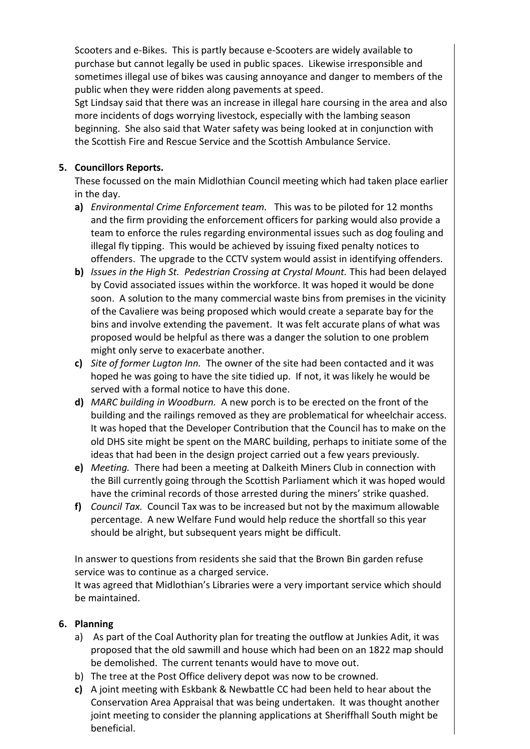Scooters and e-Bikes. This is partly because e-Scooters are widely available to purchase but cannot legally be used in public spaces. Likewise irresponsible and sometimes illegal use of bikes was causing annoyance and danger to members of the public when they were ridden along pavements at speed.
Sgt Lindsay said that there was an increase in illegal hare coursing in the area and also more incidents of dogs worrying livestock, especially with the lambing season beginning. She also said that Water safety was being looked at in conjunction with the Scottish Fire and Rescue Service and the Scottish Ambulance Service.

**5. Councillors Reports.**

These focussed on the main Midlothian Council meeting which had taken place earlier in the day.

- **a)** *Environmental Crime Enforcement team.* This was to be piloted for 12 months and the firm providing the enforcement officers for parking would also provide a team to enforce the rules regarding environmental issues such as dog fouling and illegal fly tipping. This would be achieved by issuing fixed penalty notices to offenders. The upgrade to the CCTV system would assist in identifying offenders.
- **b)** *Issues in the High St. Pedestrian Crossing at Crystal Mount.* This had been delayed by Covid associated issues within the workforce. It was hoped it would be done soon. A solution to the many commercial waste bins from premises in the vicinity of the Cavaliere was being proposed which would create a separate bay for the bins and involve extending the pavement. It was felt accurate plans of what was proposed would be helpful as there was a danger the solution to one problem might only serve to exacerbate another.
- **c)** *Site of former Lugton Inn.* The owner of the site had been contacted and it was hoped he was going to have the site tidied up. If not, it was likely he would be served with a formal notice to have this done.
- **d)** *MARC building in Woodburn.* A new porch is to be erected on the front of the building and the railings removed as they are problematical for wheelchair access. It was hoped that the Developer Contribution that the Council has to make on the old DHS site might be spent on the MARC building, perhaps to initiate some of the ideas that had been in the design project carried out a few years previously.
- **e)** *Meeting.* There had been a meeting at Dalkeith Miners Club in connection with the Bill currently going through the Scottish Parliament which it was hoped would have the criminal records of those arrested during the miners' strike quashed.
- **f)** *Council Tax.* Council Tax was to be increased but not by the maximum allowable percentage. A new Welfare Fund would help reduce the shortfall so this year should be alright, but subsequent years might be difficult.

In answer to questions from residents she said that the Brown Bin garden refuse service was to continue as a charged service.
It was agreed that Midlothian's Libraries were a very important service which should be maintained.

**6. Planning**

- a) As part of the Coal Authority plan for treating the outflow at Junkies Adit, it was proposed that the old sawmill and house which had been on an 1822 map should be demolished. The current tenants would have to move out.
- b) The tree at the Post Office delivery depot was now to be crowned.
- **c)** A joint meeting with Eskbank & Newbattle CC had been held to hear about the Conservation Area Appraisal that was being undertaken. It was thought another joint meeting to consider the planning applications at Sheriffhall South might be beneficial.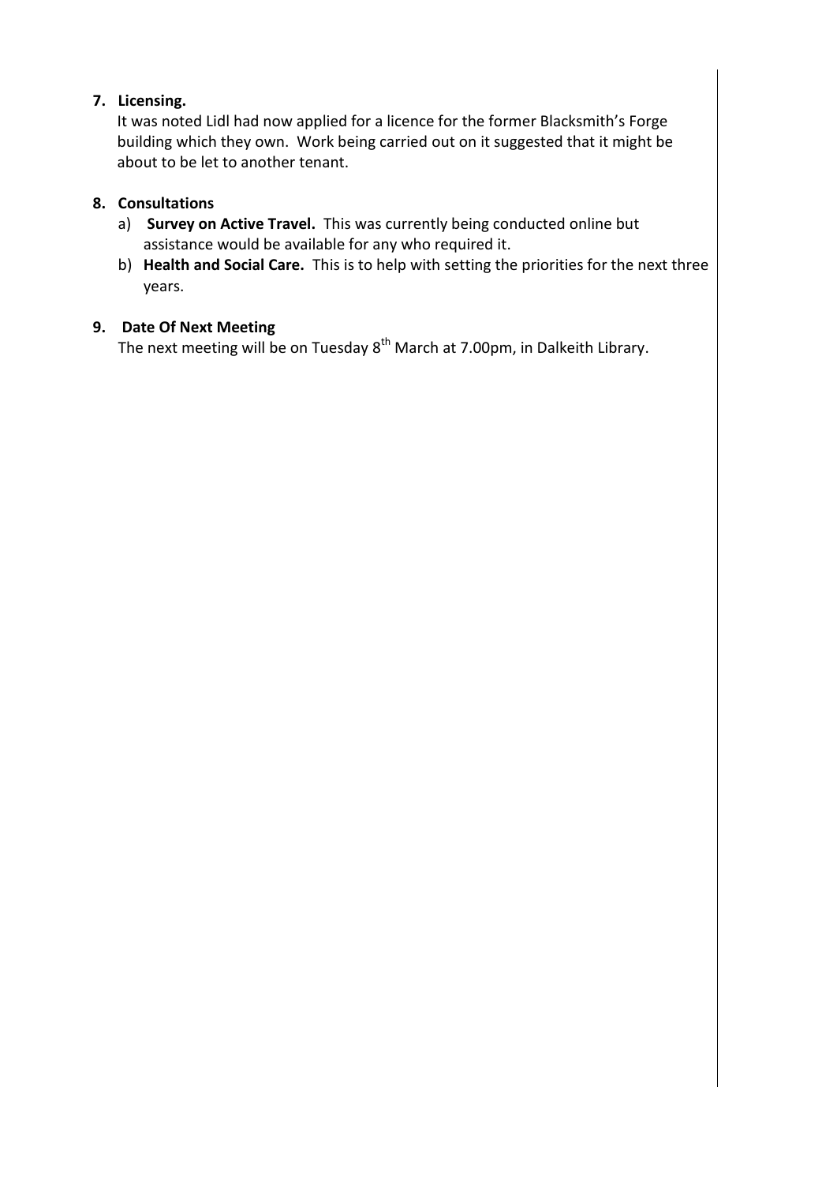7. **Licensing.**
   It was noted Lidl had now applied for a licence for the former Blacksmith's Forge building which they own. Work being carried out on it suggested that it might be about to be let to another tenant.

8. **Consultations**
   a) **Survey on Active Travel.** This was currently being conducted online but assistance would be available for any who required it.
   b) **Health and Social Care.** This is to help with setting the priorities for the next three years.

9. **Date Of Next Meeting**
   The next meeting will be on Tuesday 8th March at 7.00pm, in Dalkeith Library.